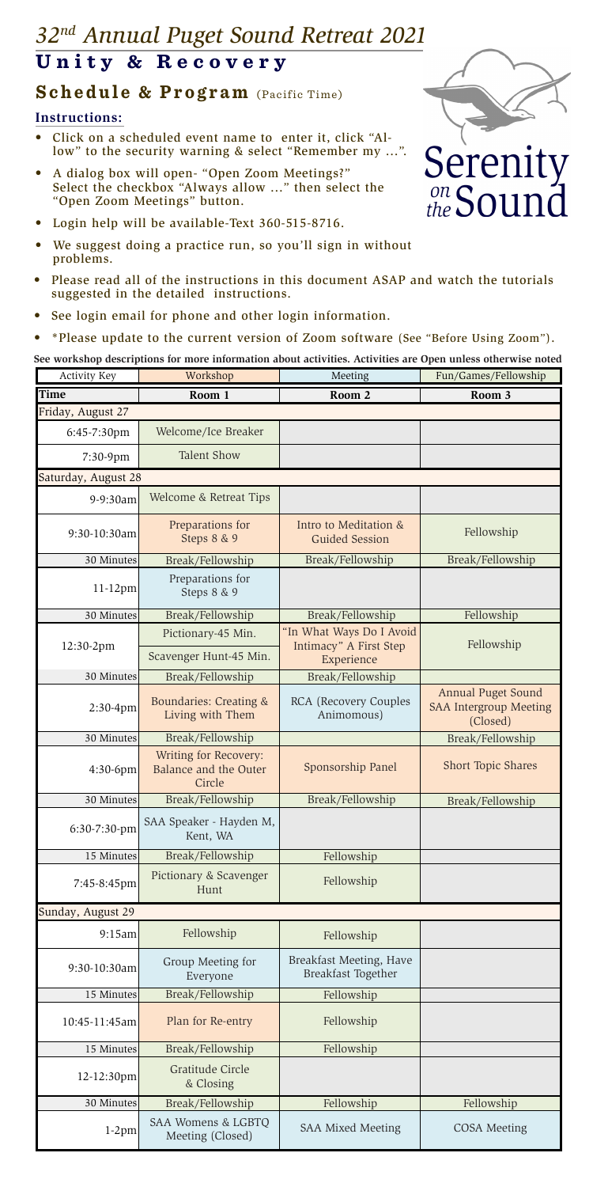# 32nd Annual Puget Sound Retreat 2021

## Unity & Recovery

### Schedule & Program (Pacific Time)

Serenity on the Sound

**Instructions:**

- Click on a scheduled event name to enter it, click "Allow" to the security warning & select "Remember my …".
- A dialog box will open- "Open Zoom Meetings?" Select the checkbox "Always allow …" then select the "Open Zoom Meetings" button.
- Login help will be available-Text 360-515-8716.
- We suggest doing a practice run, so you'll sign in without problems.
- Please read all of the instructions in this document ASAP and watch the tutorials suggested in the detailed instructions.
- See login email for phone and other login information.
- *Please update to the current version of Zoom software (See "Before Using Zoom").

**See workshop descriptions for more information about activities. Activities are Open unless otherwise noted**

| Activity Key | Workshop | Meeting | Fun/Games/Fellowship |
|---|---|---|---|
| **Time** | **Room 1** | **Room 2** | **Room 3** |
| Friday, August 27 | | | |
| 6:45-7:30pm | Welcome/Ice Breaker | | |
| 7:30-9pm | Talent Show | | |
| Saturday, August 28 | | | |
| 9-9:30am | Welcome & Retreat Tips | | |
| 9:30-10:30am | Preparations for Steps 8 & 9 | Intro to Meditation & Guided Session | Fellowship |
| 30 Minutes | Break/Fellowship | Break/Fellowship | Break/Fellowship |
| 11-12pm | Preparations for Steps 8 & 9 | | |
| 30 Minutes | Break/Fellowship | Break/Fellowship | Fellowship |
| 12:30-2pm | Pictionary-45 Min.<br>Scavenger Hunt-45 Min. | "In What Ways Do I Avoid Intimacy" A First Step Experience | Fellowship |
| 30 Minutes | Break/Fellowship | Break/Fellowship | |
| 2:30-4pm | Boundaries: Creating & Living with Them | RCA (Recovery Couples Animomous) | Annual Puget Sound SAA Intergroup Meeting (Closed) |
| 30 Minutes | Break/Fellowship | | Break/Fellowship |
| 4:30-6pm | Writing for Recovery: Balance and the Outer Circle | Sponsorship Panel | Short Topic Shares |
| 30 Minutes | Break/Fellowship | Break/Fellowship | Break/Fellowship |
| 6:30-7:30-pm | SAA Speaker - Hayden M, Kent, WA | | |
| 15 Minutes | Break/Fellowship | Fellowship | |
| 7:45-8:45pm | Pictionary & Scavenger Hunt | Fellowship | |
| Sunday, August 29 | | | |
| 9:15am | Fellowship | Fellowship | |
| 9:30-10:30am | Group Meeting for Everyone | Breakfast Meeting, Have Breakfast Together | |
| 15 Minutes | Break/Fellowship | Fellowship | |
| 10:45-11:45am | Plan for Re-entry | Fellowship | |
| 15 Minutes | Break/Fellowship | Fellowship | |
| 12-12:30pm | Gratitude Circle & Closing | | |
| 30 Minutes | Break/Fellowship | Fellowship | Fellowship |
| 1-2pm | SAA Womens & LGBTQ Meeting (Closed) | SAA Mixed Meeting | COSA Meeting |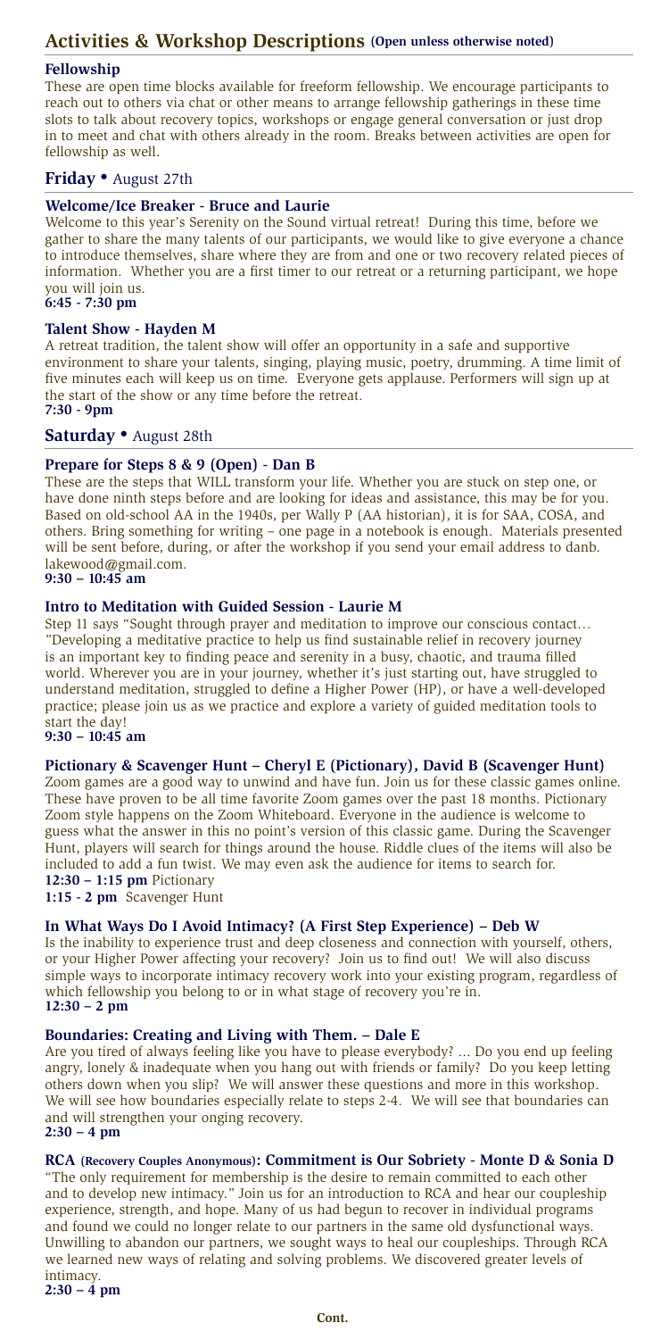## Activities & Workshop Descriptions (Open unless otherwise noted)

### Fellowship

These are open time blocks available for freeform fellowship. We encourage participants to reach out to others via chat or other means to arrange fellowship gatherings in these time slots to talk about recovery topics, workshops or engage general conversation or just drop in to meet and chat with others already in the room. Breaks between activities are open for fellowship as well.

## Friday • August 27th

### Welcome/Ice Breaker - Bruce and Laurie

Welcome to this year's Serenity on the Sound virtual retreat! During this time, before we gather to share the many talents of our participants, we would like to give everyone a chance to introduce themselves, share where they are from and one or two recovery related pieces of information. Whether you are a first timer to our retreat or a returning participant, we hope you will join us.

**6:45 - 7:30 pm**

### Talent Show - Hayden M

A retreat tradition, the talent show will offer an opportunity in a safe and supportive environment to share your talents, singing, playing music, poetry, drumming. A time limit of five minutes each will keep us on time. Everyone gets applause. Performers will sign up at the start of the show or any time before the retreat.

**7:30 - 9pm**

## Saturday • August 28th

### Prepare for Steps 8 & 9 (Open) - Dan B

These are the steps that WILL transform your life. Whether you are stuck on step one, or have done ninth steps before and are looking for ideas and assistance, this may be for you. Based on old-school AA in the 1940s, per Wally P (AA historian), it is for SAA, COSA, and others. Bring something for writing – one page in a notebook is enough. Materials presented will be sent before, during, or after the workshop if you send your email address to danb.lakewood@gmail.com.

**9:30 – 10:45 am**

### Intro to Meditation with Guided Session - Laurie M

Step 11 says "Sought through prayer and meditation to improve our conscious contact… "Developing a meditative practice to help us find sustainable relief in recovery journey is an important key to finding peace and serenity in a busy, chaotic, and trauma filled world. Wherever you are in your journey, whether it's just starting out, have struggled to understand meditation, struggled to define a Higher Power (HP), or have a well-developed practice; please join us as we practice and explore a variety of guided meditation tools to start the day!

**9:30 – 10:45 am**

### Pictionary & Scavenger Hunt – Cheryl E (Pictionary), David B (Scavenger Hunt)

Zoom games are a good way to unwind and have fun. Join us for these classic games online. These have proven to be all time favorite Zoom games over the past 18 months. Pictionary Zoom style happens on the Zoom Whiteboard. Everyone in the audience is welcome to guess what the answer in this no point's version of this classic game. During the Scavenger Hunt, players will search for things around the house. Riddle clues of the items will also be included to add a fun twist. We may even ask the audience for items to search for.

**12:30 – 1:15 pm** Pictionary

**1:15 - 2 pm** Scavenger Hunt

### In What Ways Do I Avoid Intimacy? (A First Step Experience) – Deb W

Is the inability to experience trust and deep closeness and connection with yourself, others, or your Higher Power affecting your recovery? Join us to find out! We will also discuss simple ways to incorporate intimacy recovery work into your existing program, regardless of which fellowship you belong to or in what stage of recovery you're in.

**12:30 – 2 pm**

### Boundaries: Creating and Living with Them. – Dale E

Are you tired of always feeling like you have to please everybody? ... Do you end up feeling angry, lonely & inadequate when you hang out with friends or family? Do you keep letting others down when you slip? We will answer these questions and more in this workshop. We will see how boundaries especially relate to steps 2-4. We will see that boundaries can and will strengthen your onging recovery.

**2:30 – 4 pm**

### RCA (Recovery Couples Anonymous): Commitment is Our Sobriety - Monte D & Sonia D

"The only requirement for membership is the desire to remain committed to each other and to develop new intimacy." Join us for an introduction to RCA and hear our coupleship experience, strength, and hope. Many of us had begun to recover in individual programs and found we could no longer relate to our partners in the same old dysfunctional ways. Unwilling to abandon our partners, we sought ways to heal our coupleships. Through RCA we learned new ways of relating and solving problems. We discovered greater levels of intimacy.

**2:30 – 4 pm**

**Cont.**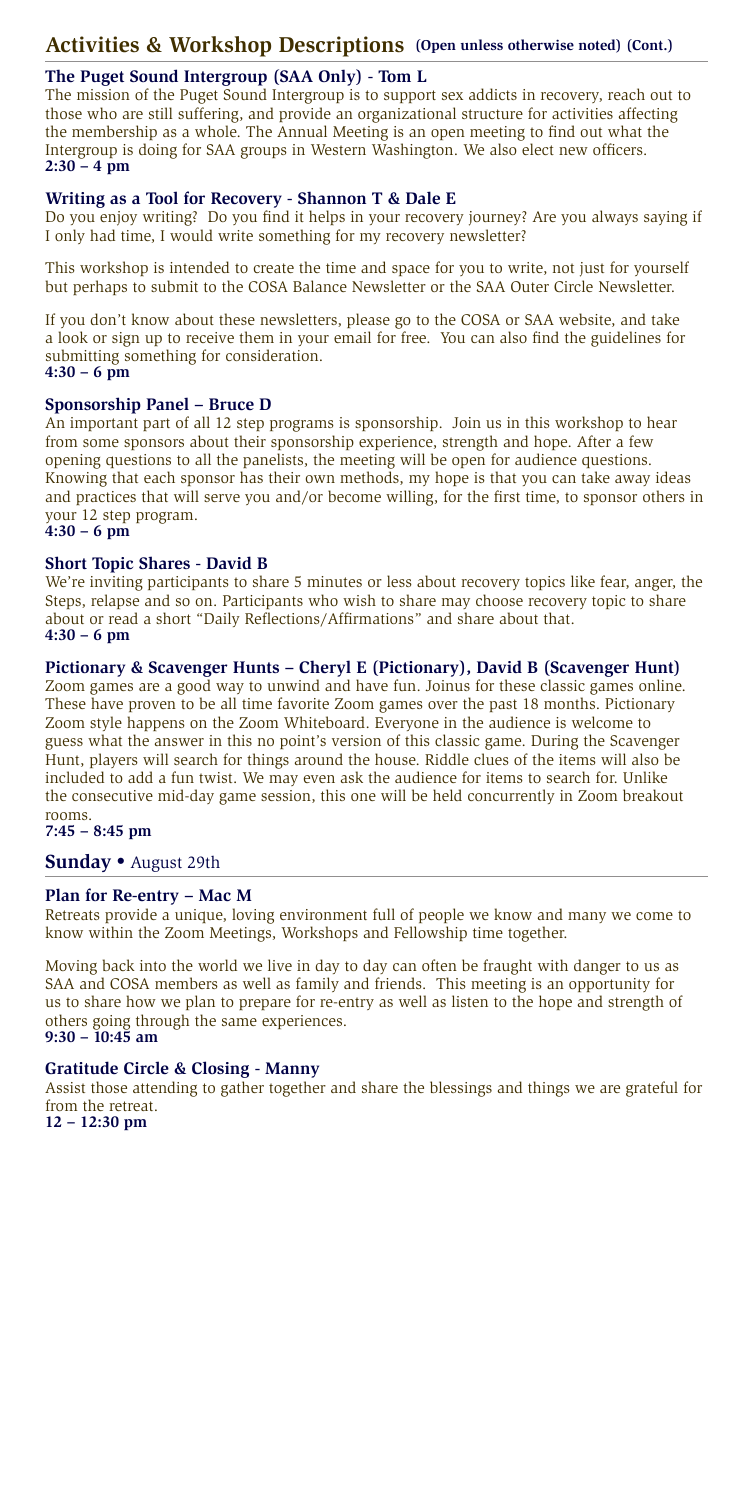## Activities & Workshop Descriptions (Open unless otherwise noted) (Cont.)

### The Puget Sound Intergroup (SAA Only) - Tom L

The mission of the Puget Sound Intergroup is to support sex addicts in recovery, reach out to those who are still suffering, and provide an organizational structure for activities affecting the membership as a whole. The Annual Meeting is an open meeting to find out what the Intergroup is doing for SAA groups in Western Washington. We also elect new officers.

**2:30 – 4 pm**

### Writing as a Tool for Recovery - Shannon T & Dale E

Do you enjoy writing? Do you find it helps in your recovery journey? Are you always saying if I only had time, I would write something for my recovery newsletter?

This workshop is intended to create the time and space for you to write, not just for yourself but perhaps to submit to the COSA Balance Newsletter or the SAA Outer Circle Newsletter.

If you don't know about these newsletters, please go to the COSA or SAA website, and take a look or sign up to receive them in your email for free. You can also find the guidelines for submitting something for consideration.

**4:30 – 6 pm**

### Sponsorship Panel – Bruce D

An important part of all 12 step programs is sponsorship. Join us in this workshop to hear from some sponsors about their sponsorship experience, strength and hope. After a few opening questions to all the panelists, the meeting will be open for audience questions. Knowing that each sponsor has their own methods, my hope is that you can take away ideas and practices that will serve you and/or become willing, for the first time, to sponsor others in your 12 step program.

**4:30 – 6 pm**

### Short Topic Shares - David B

We're inviting participants to share 5 minutes or less about recovery topics like fear, anger, the Steps, relapse and so on. Participants who wish to share may choose recovery topic to share about or read a short "Daily Reflections/Affirmations" and share about that.

**4:30 – 6 pm**

### Pictionary & Scavenger Hunts – Cheryl E (Pictionary), David B (Scavenger Hunt)

Zoom games are a good way to unwind and have fun. Joinus for these classic games online. These have proven to be all time favorite Zoom games over the past 18 months. Pictionary Zoom style happens on the Zoom Whiteboard. Everyone in the audience is welcome to guess what the answer in this no point's version of this classic game. During the Scavenger Hunt, players will search for things around the house. Riddle clues of the items will also be included to add a fun twist. We may even ask the audience for items to search for. Unlike the consecutive mid-day game session, this one will be held concurrently in Zoom breakout rooms.

**7:45 – 8:45 pm**

## Sunday • August 29th

### Plan for Re-entry – Mac M

Retreats provide a unique, loving environment full of people we know and many we come to know within the Zoom Meetings, Workshops and Fellowship time together.

Moving back into the world we live in day to day can often be fraught with danger to us as SAA and COSA members as well as family and friends. This meeting is an opportunity for us to share how we plan to prepare for re-entry as well as listen to the hope and strength of others going through the same experiences.

**9:30 – 10:45 am**

### Gratitude Circle & Closing - Manny

Assist those attending to gather together and share the blessings and things we are grateful for from the retreat.

**12 – 12:30 pm**